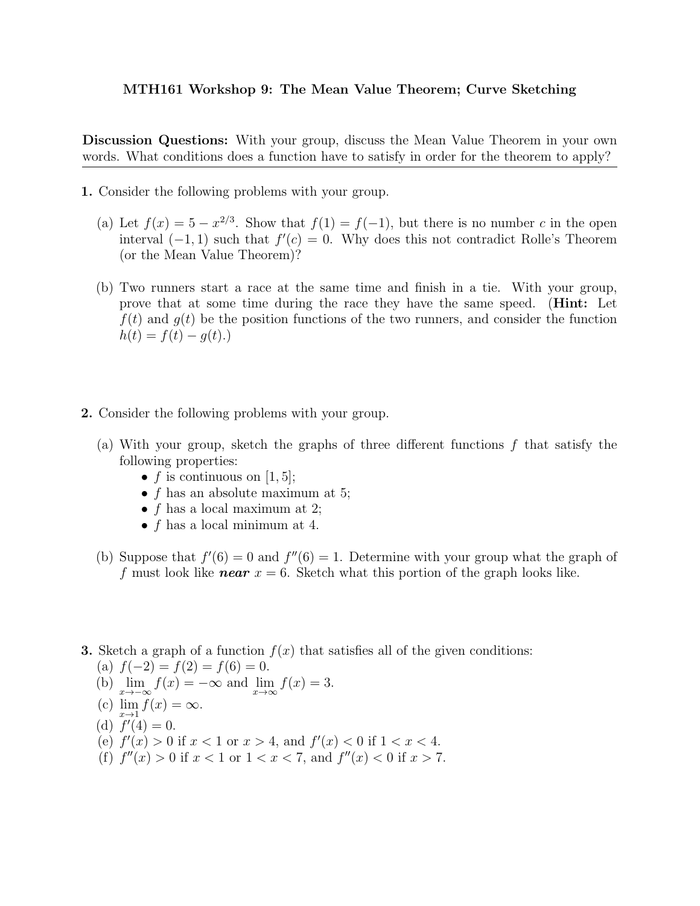# MTH161 Workshop 9: The Mean Value Theorem; Curve Sketching

**Discussion Questions:** With your group, discuss the Mean Value Theorem in your own words. What conditions does a function have to satisfy in order for the theorem to apply?

---

**1.** Consider the following problems with your group.

(a) Let $f(x) = 5 - x^{2/3}$. Show that $f(1) = f(-1)$, but there is no number $c$ in the open interval $(-1, 1)$ such that $f'(c) = 0$. Why does this not contradict Rolle's Theorem (or the Mean Value Theorem)?

(b) Two runners start a race at the same time and finish in a tie. With your group, prove that at some time during the race they have the same speed. (**Hint:** Let $f(t)$ and $g(t)$ be the position functions of the two runners, and consider the function $h(t) = f(t) - g(t)$.)

**2.** Consider the following problems with your group.

(a) With your group, sketch the graphs of three different functions $f$ that satisfy the following properties:

- $f$ is continuous on $[1, 5]$;
- $f$ has an absolute maximum at 5;
- $f$ has a local maximum at 2;
- $f$ has a local minimum at 4.

(b) Suppose that $f'(6) = 0$ and $f''(6) = 1$. Determine with your group what the graph of $f$ must look like ***near*** $x = 6$. Sketch what this portion of the graph looks like.

**3.** Sketch a graph of a function $f(x)$ that satisfies all of the given conditions:

(a) $f(-2) = f(2) = f(6) = 0$.

(b) $\lim_{x \to -\infty} f(x) = -\infty$ and $\lim_{x \to \infty} f(x) = 3$.

(c) $\lim_{x \to 1} f(x) = \infty$.

(d) $f'(4) = 0$.

(e) $f'(x) > 0$ if $x < 1$ or $x > 4$, and $f'(x) < 0$ if $1 < x < 4$.

(f) $f''(x) > 0$ if $x < 1$ or $1 < x < 7$, and $f''(x) < 0$ if $x > 7$.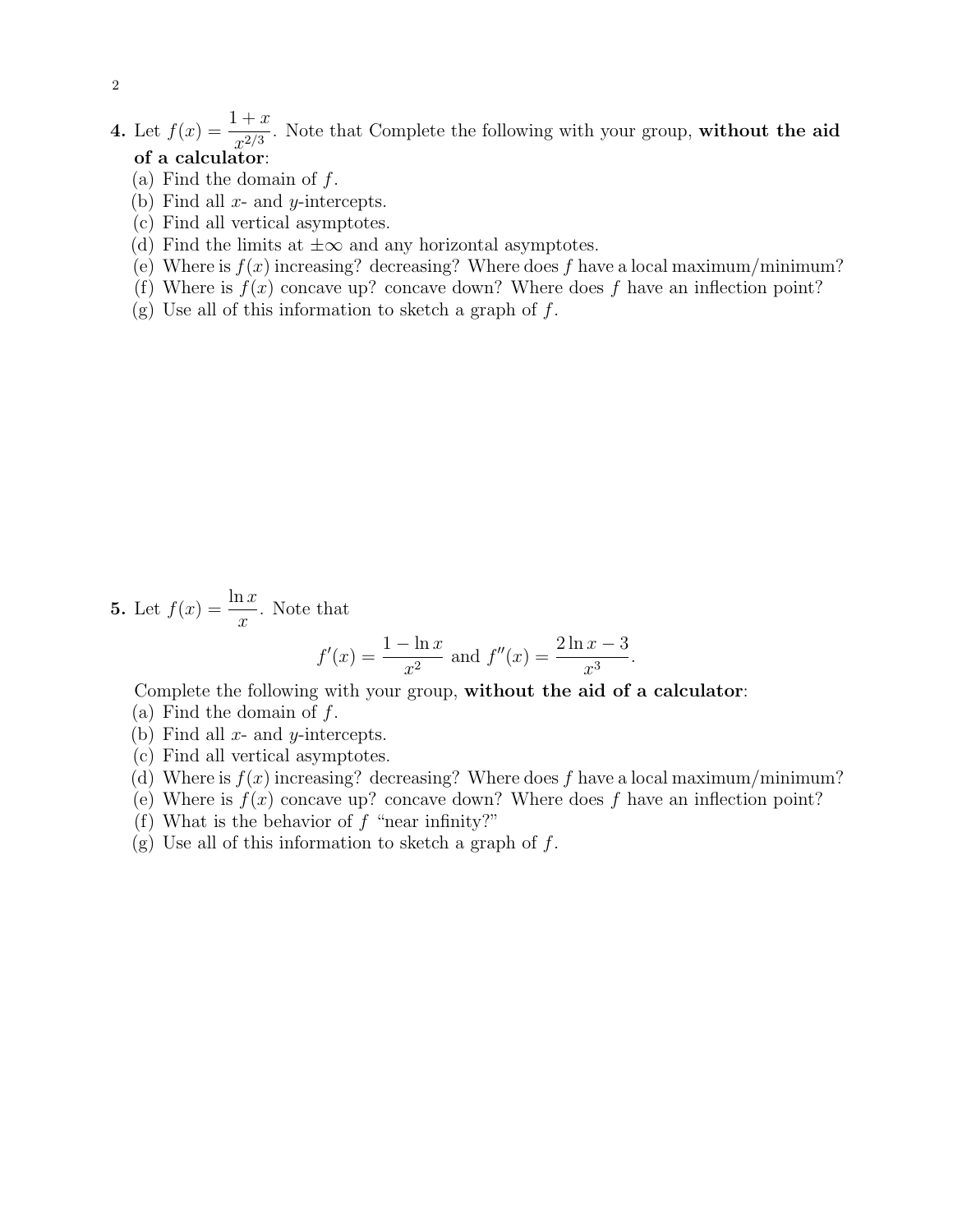**4.** Let $f(x) = \dfrac{1+x}{x^{2/3}}$. Note that Complete the following with your group, **without the aid of a calculator**:

(a) Find the domain of $f$.

(b) Find all $x$- and $y$-intercepts.

(c) Find all vertical asymptotes.

(d) Find the limits at $\pm\infty$ and any horizontal asymptotes.

(e) Where is $f(x)$ increasing? decreasing? Where does $f$ have a local maximum/minimum?

(f) Where is $f(x)$ concave up? concave down? Where does $f$ have an inflection point?

(g) Use all of this information to sketch a graph of $f$.

**5.** Let $f(x) = \dfrac{\ln x}{x}$. Note that

$$f'(x) = \frac{1 - \ln x}{x^2} \text{ and } f''(x) = \frac{2\ln x - 3}{x^3}.$$

Complete the following with your group, **without the aid of a calculator**:

(a) Find the domain of $f$.

(b) Find all $x$- and $y$-intercepts.

(c) Find all vertical asymptotes.

(d) Where is $f(x)$ increasing? decreasing? Where does $f$ have a local maximum/minimum?

(e) Where is $f(x)$ concave up? concave down? Where does $f$ have an inflection point?

(f) What is the behavior of $f$ "near infinity?"

(g) Use all of this information to sketch a graph of $f$.